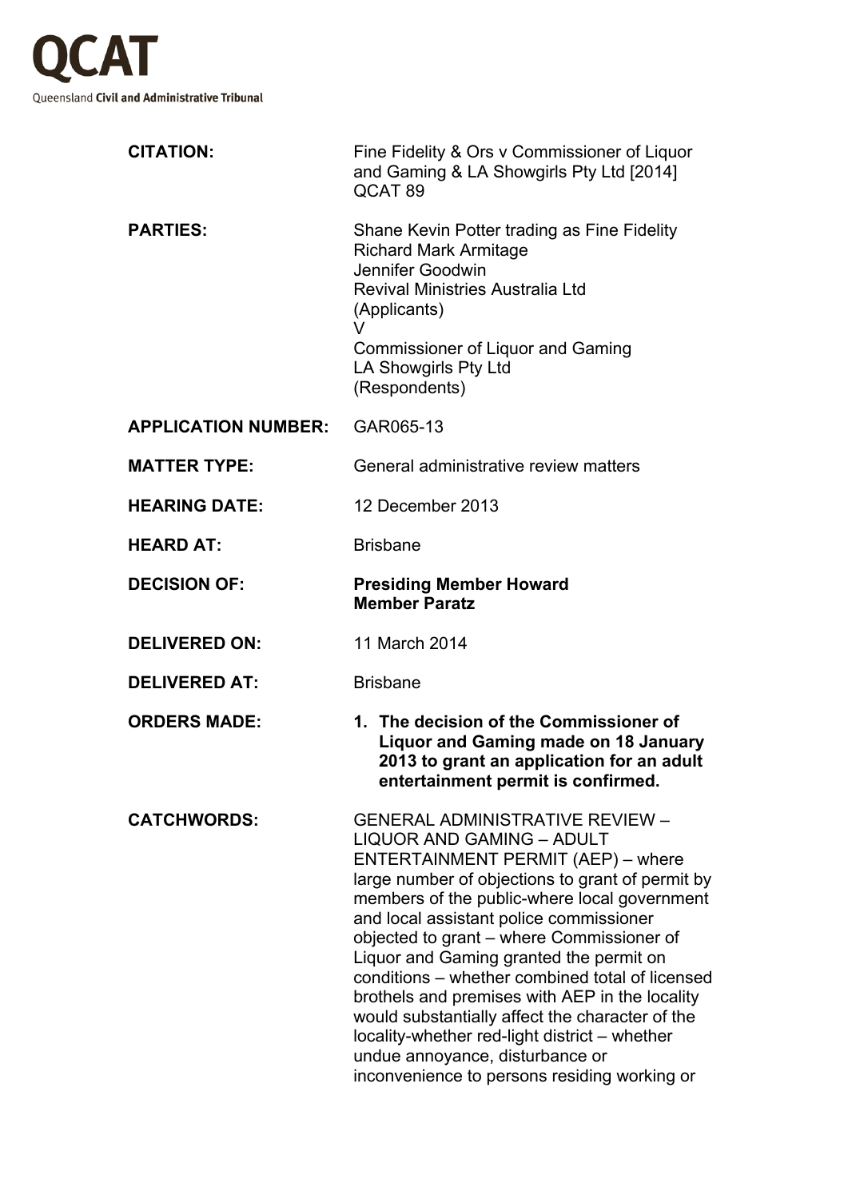# QCAT

Queensland **Civil and Administrative Tribunal**

| | |
|---|---|
| **CITATION:** | Fine Fidelity & Ors v Commissioner of Liquor and Gaming & LA Showgirls Pty Ltd [2014] QCAT 89 |
| **PARTIES:** | Shane Kevin Potter trading as Fine Fidelity<br>Richard Mark Armitage<br>Jennifer Goodwin<br>Revival Ministries Australia Ltd<br>(Applicants)<br>V<br>Commissioner of Liquor and Gaming<br>LA Showgirls Pty Ltd<br>(Respondents) |
| **APPLICATION NUMBER:** | GAR065-13 |
| **MATTER TYPE:** | General administrative review matters |
| **HEARING DATE:** | 12 December 2013 |
| **HEARD AT:** | Brisbane |
| **DECISION OF:** | **Presiding Member Howard**<br>**Member Paratz** |
| **DELIVERED ON:** | 11 March 2014 |
| **DELIVERED AT:** | Brisbane |
| **ORDERS MADE:** | **1. The decision of the Commissioner of Liquor and Gaming made on 18 January 2013 to grant an application for an adult entertainment permit is confirmed.** |
| **CATCHWORDS:** | GENERAL ADMINISTRATIVE REVIEW – LIQUOR AND GAMING – ADULT ENTERTAINMENT PERMIT (AEP) – where large number of objections to grant of permit by members of the public-where local government and local assistant police commissioner objected to grant – where Commissioner of Liquor and Gaming granted the permit on conditions – whether combined total of licensed brothels and premises with AEP in the locality would substantially affect the character of the locality-whether red-light district – whether undue annoyance, disturbance or inconvenience to persons residing working or |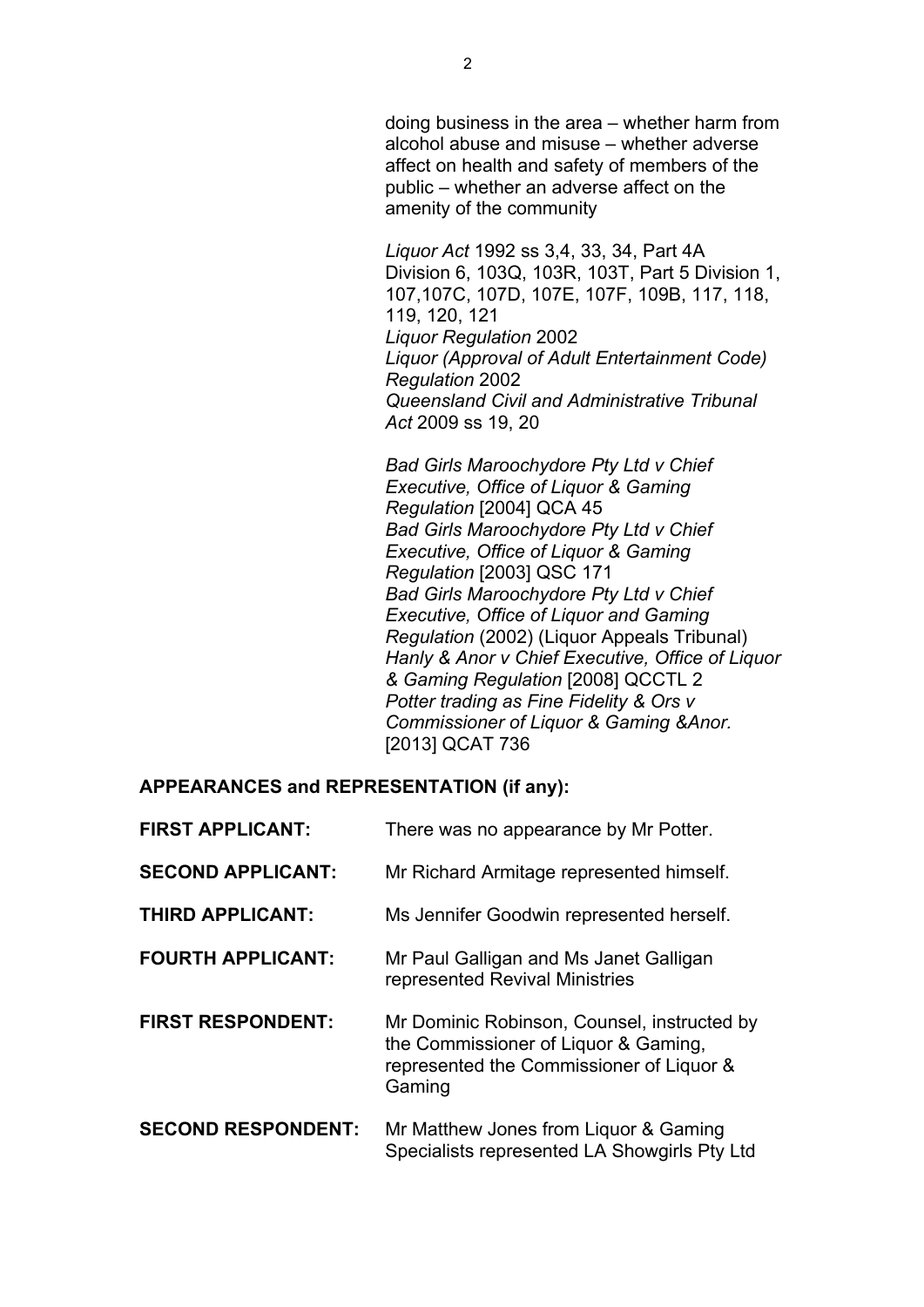doing business in the area – whether harm from alcohol abuse and misuse – whether adverse affect on health and safety of members of the public – whether an adverse affect on the amenity of the community

*Liquor Act* 1992 ss 3,4, 33, 34, Part 4A Division 6, 103Q, 103R, 103T, Part 5 Division 1, 107,107C, 107D, 107E, 107F, 109B, 117, 118, 119, 120, 121
*Liquor Regulation* 2002
*Liquor (Approval of Adult Entertainment Code) Regulation* 2002
*Queensland Civil and Administrative Tribunal Act* 2009 ss 19, 20

*Bad Girls Maroochydore Pty Ltd v Chief Executive, Office of Liquor & Gaming Regulation* [2004] QCA 45
*Bad Girls Maroochydore Pty Ltd v Chief Executive, Office of Liquor & Gaming Regulation* [2003] QSC 171
*Bad Girls Maroochydore Pty Ltd v Chief Executive, Office of Liquor and Gaming Regulation* (2002) (Liquor Appeals Tribunal)
*Hanly & Anor v Chief Executive, Office of Liquor & Gaming Regulation* [2008] QCCTL 2
*Potter trading as Fine Fidelity & Ors v Commissioner of Liquor & Gaming &Anor.* [2013] QCAT 736

**APPEARANCES and REPRESENTATION (if any):**

| | |
|---|---|
| **FIRST APPLICANT:** | There was no appearance by Mr Potter. |
| **SECOND APPLICANT:** | Mr Richard Armitage represented himself. |
| **THIRD APPLICANT:** | Ms Jennifer Goodwin represented herself. |
| **FOURTH APPLICANT:** | Mr Paul Galligan and Ms Janet Galligan represented Revival Ministries |
| **FIRST RESPONDENT:** | Mr Dominic Robinson, Counsel, instructed by the Commissioner of Liquor & Gaming, represented the Commissioner of Liquor & Gaming |
| **SECOND RESPONDENT:** | Mr Matthew Jones from Liquor & Gaming Specialists represented LA Showgirls Pty Ltd |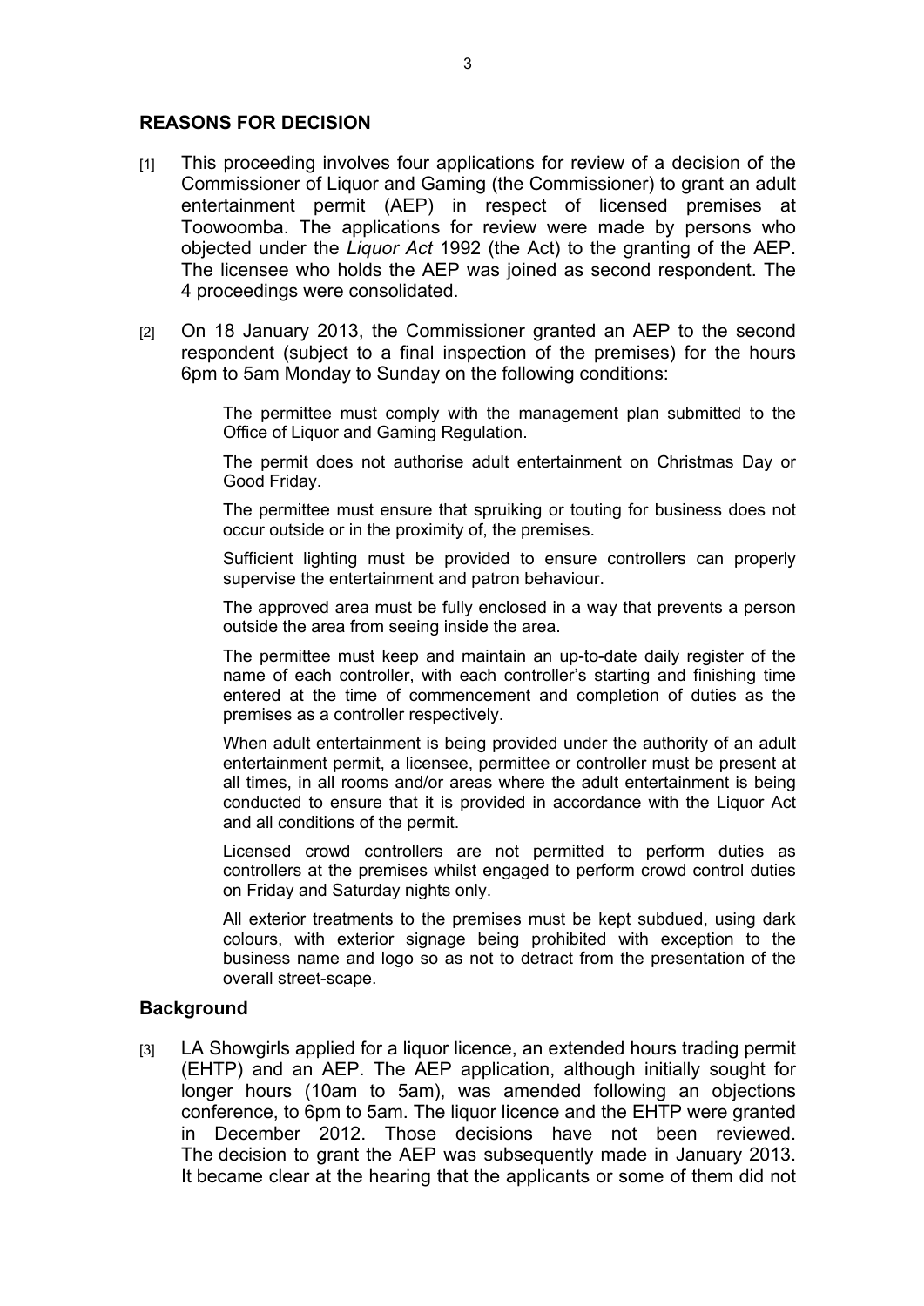## REASONS FOR DECISION

[1] This proceeding involves four applications for review of a decision of the Commissioner of Liquor and Gaming (the Commissioner) to grant an adult entertainment permit (AEP) in respect of licensed premises at Toowoomba. The applications for review were made by persons who objected under the *Liquor Act* 1992 (the Act) to the granting of the AEP. The licensee who holds the AEP was joined as second respondent. The 4 proceedings were consolidated.

[2] On 18 January 2013, the Commissioner granted an AEP to the second respondent (subject to a final inspection of the premises) for the hours 6pm to 5am Monday to Sunday on the following conditions:

> The permittee must comply with the management plan submitted to the Office of Liquor and Gaming Regulation.
>
> The permit does not authorise adult entertainment on Christmas Day or Good Friday.
>
> The permittee must ensure that spruiking or touting for business does not occur outside or in the proximity of, the premises.
>
> Sufficient lighting must be provided to ensure controllers can properly supervise the entertainment and patron behaviour.
>
> The approved area must be fully enclosed in a way that prevents a person outside the area from seeing inside the area.
>
> The permittee must keep and maintain an up-to-date daily register of the name of each controller, with each controller's starting and finishing time entered at the time of commencement and completion of duties as the premises as a controller respectively.
>
> When adult entertainment is being provided under the authority of an adult entertainment permit, a licensee, permittee or controller must be present at all times, in all rooms and/or areas where the adult entertainment is being conducted to ensure that it is provided in accordance with the Liquor Act and all conditions of the permit.
>
> Licensed crowd controllers are not permitted to perform duties as controllers at the premises whilst engaged to perform crowd control duties on Friday and Saturday nights only.
>
> All exterior treatments to the premises must be kept subdued, using dark colours, with exterior signage being prohibited with exception to the business name and logo so as not to detract from the presentation of the overall street-scape.

### Background

[3] LA Showgirls applied for a liquor licence, an extended hours trading permit (EHTP) and an AEP. The AEP application, although initially sought for longer hours (10am to 5am), was amended following an objections conference, to 6pm to 5am. The liquor licence and the EHTP were granted in December 2012. Those decisions have not been reviewed. The decision to grant the AEP was subsequently made in January 2013. It became clear at the hearing that the applicants or some of them did not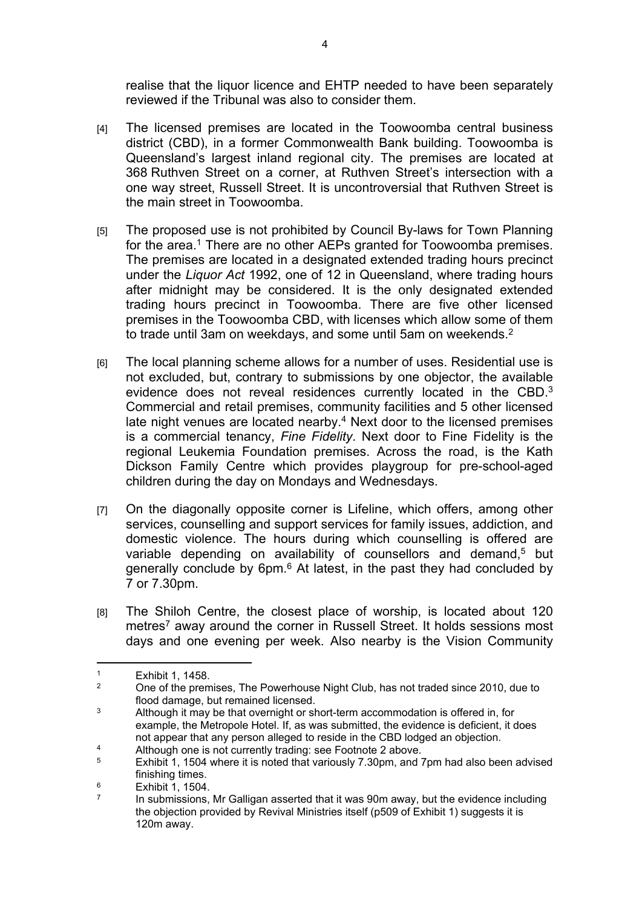realise that the liquor licence and EHTP needed to have been separately reviewed if the Tribunal was also to consider them.

[4] The licensed premises are located in the Toowoomba central business district (CBD), in a former Commonwealth Bank building. Toowoomba is Queensland's largest inland regional city. The premises are located at 368 Ruthven Street on a corner, at Ruthven Street's intersection with a one way street, Russell Street. It is uncontroversial that Ruthven Street is the main street in Toowoomba.

[5] The proposed use is not prohibited by Council By-laws for Town Planning for the area.[1] There are no other AEPs granted for Toowoomba premises. The premises are located in a designated extended trading hours precinct under the *Liquor Act* 1992, one of 12 in Queensland, where trading hours after midnight may be considered. It is the only designated extended trading hours precinct in Toowoomba. There are five other licensed premises in the Toowoomba CBD, with licenses which allow some of them to trade until 3am on weekdays, and some until 5am on weekends.[2]

[6] The local planning scheme allows for a number of uses. Residential use is not excluded, but, contrary to submissions by one objector, the available evidence does not reveal residences currently located in the CBD.[3] Commercial and retail premises, community facilities and 5 other licensed late night venues are located nearby.[4] Next door to the licensed premises is a commercial tenancy, *Fine Fidelity*. Next door to Fine Fidelity is the regional Leukemia Foundation premises. Across the road, is the Kath Dickson Family Centre which provides playgroup for pre-school-aged children during the day on Mondays and Wednesdays.

[7] On the diagonally opposite corner is Lifeline, which offers, among other services, counselling and support services for family issues, addiction, and domestic violence. The hours during which counselling is offered are variable depending on availability of counsellors and demand,[5] but generally conclude by 6pm.[6] At latest, in the past they had concluded by 7 or 7.30pm.

[8] The Shiloh Centre, the closest place of worship, is located about 120 metres[7] away around the corner in Russell Street. It holds sessions most days and one evening per week. Also nearby is the Vision Community

---

[1] Exhibit 1, 1458.

[2] One of the premises, The Powerhouse Night Club, has not traded since 2010, due to flood damage, but remained licensed.

[3] Although it may be that overnight or short-term accommodation is offered in, for example, the Metropole Hotel. If, as was submitted, the evidence is deficient, it does not appear that any person alleged to reside in the CBD lodged an objection.

[4] Although one is not currently trading: see Footnote 2 above.

[5] Exhibit 1, 1504 where it is noted that variously 7.30pm, and 7pm had also been advised finishing times.

[6] Exhibit 1, 1504.

[7] In submissions, Mr Galligan asserted that it was 90m away, but the evidence including the objection provided by Revival Ministries itself (p509 of Exhibit 1) suggests it is 120m away.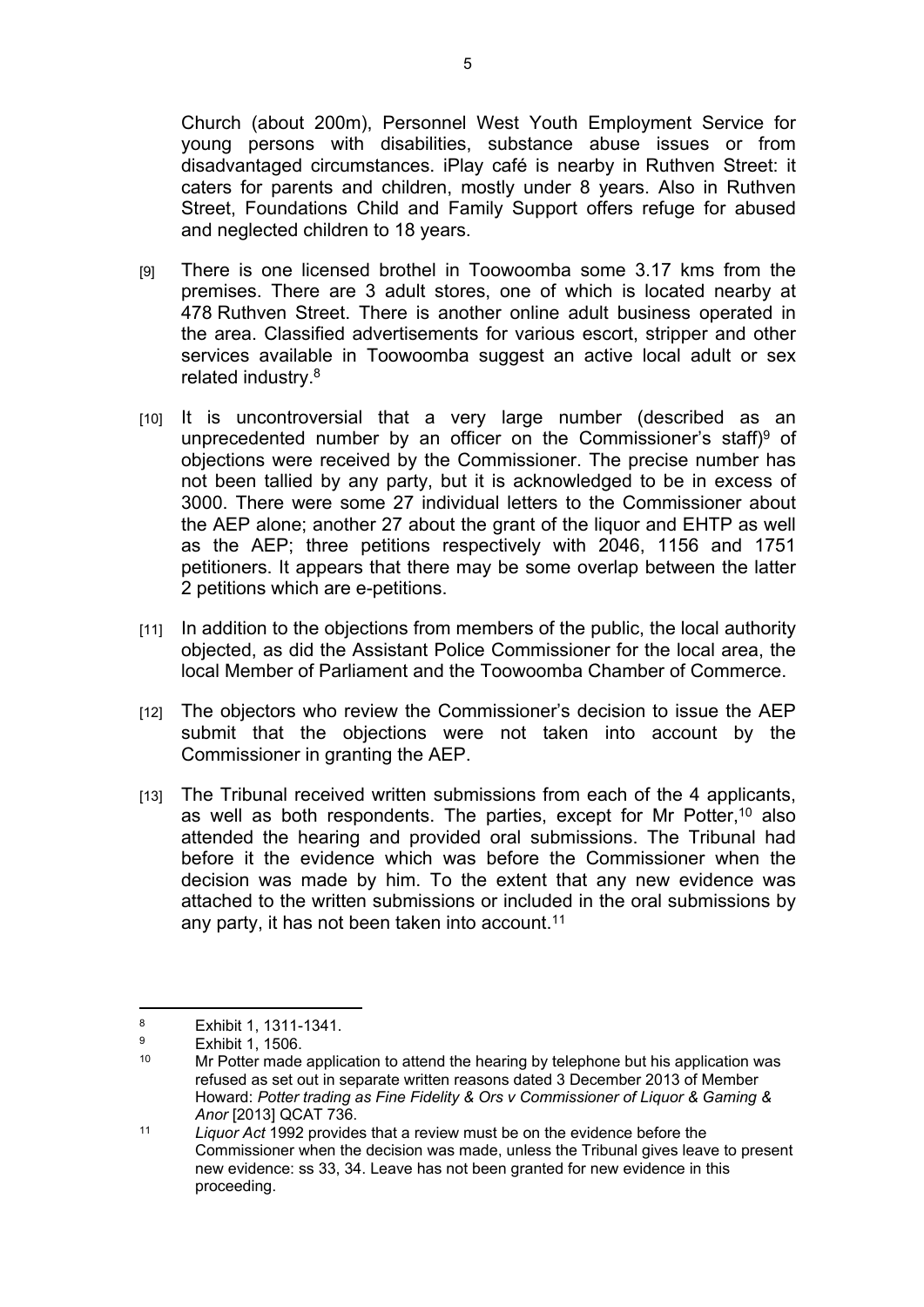Church (about 200m), Personnel West Youth Employment Service for young persons with disabilities, substance abuse issues or from disadvantaged circumstances. iPlay café is nearby in Ruthven Street: it caters for parents and children, mostly under 8 years. Also in Ruthven Street, Foundations Child and Family Support offers refuge for abused and neglected children to 18 years.

[9] There is one licensed brothel in Toowoomba some 3.17 kms from the premises. There are 3 adult stores, one of which is located nearby at 478 Ruthven Street. There is another online adult business operated in the area. Classified advertisements for various escort, stripper and other services available in Toowoomba suggest an active local adult or sex related industry.[8]

[10] It is uncontroversial that a very large number (described as an unprecedented number by an officer on the Commissioner's staff)[9] of objections were received by the Commissioner. The precise number has not been tallied by any party, but it is acknowledged to be in excess of 3000. There were some 27 individual letters to the Commissioner about the AEP alone; another 27 about the grant of the liquor and EHTP as well as the AEP; three petitions respectively with 2046, 1156 and 1751 petitioners. It appears that there may be some overlap between the latter 2 petitions which are e-petitions.

[11] In addition to the objections from members of the public, the local authority objected, as did the Assistant Police Commissioner for the local area, the local Member of Parliament and the Toowoomba Chamber of Commerce.

[12] The objectors who review the Commissioner's decision to issue the AEP submit that the objections were not taken into account by the Commissioner in granting the AEP.

[13] The Tribunal received written submissions from each of the 4 applicants, as well as both respondents. The parties, except for Mr Potter,[10] also attended the hearing and provided oral submissions. The Tribunal had before it the evidence which was before the Commissioner when the decision was made by him. To the extent that any new evidence was attached to the written submissions or included in the oral submissions by any party, it has not been taken into account.[11]

---

[8] Exhibit 1, 1311-1341.

[9] Exhibit 1, 1506.

[10] Mr Potter made application to attend the hearing by telephone but his application was refused as set out in separate written reasons dated 3 December 2013 of Member Howard: *Potter trading as Fine Fidelity & Ors v Commissioner of Liquor & Gaming & Anor* [2013] QCAT 736.

[11] *Liquor Act* 1992 provides that a review must be on the evidence before the Commissioner when the decision was made, unless the Tribunal gives leave to present new evidence: ss 33, 34. Leave has not been granted for new evidence in this proceeding.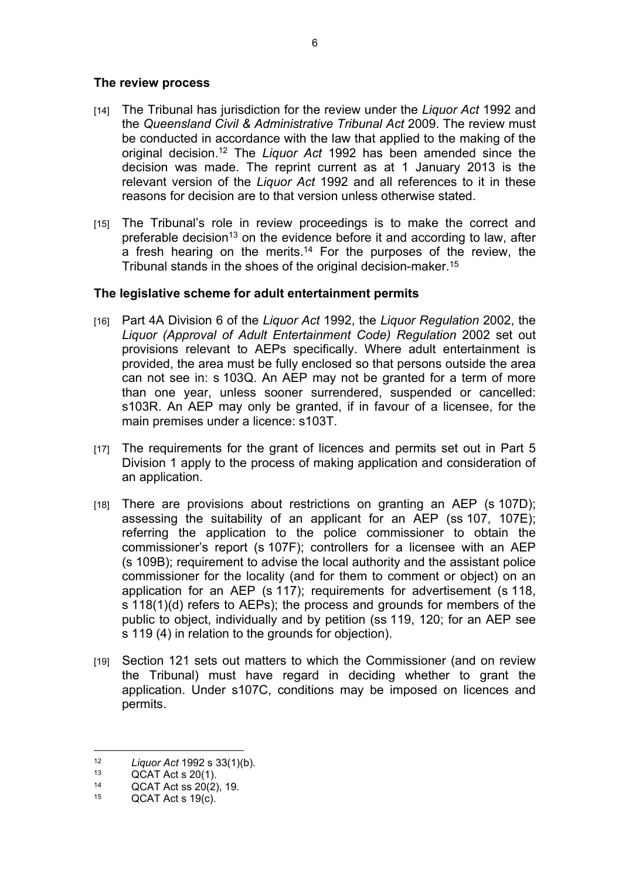## The review process

[14] The Tribunal has jurisdiction for the review under the *Liquor Act* 1992 and the *Queensland Civil & Administrative Tribunal Act* 2009. The review must be conducted in accordance with the law that applied to the making of the original decision.[12] The *Liquor Act* 1992 has been amended since the decision was made. The reprint current as at 1 January 2013 is the relevant version of the *Liquor Act* 1992 and all references to it in these reasons for decision are to that version unless otherwise stated.

[15] The Tribunal's role in review proceedings is to make the correct and preferable decision[13] on the evidence before it and according to law, after a fresh hearing on the merits.[14] For the purposes of the review, the Tribunal stands in the shoes of the original decision-maker.[15]

## The legislative scheme for adult entertainment permits

[16] Part 4A Division 6 of the *Liquor Act* 1992, the *Liquor Regulation* 2002, the *Liquor (Approval of Adult Entertainment Code) Regulation* 2002 set out provisions relevant to AEPs specifically. Where adult entertainment is provided, the area must be fully enclosed so that persons outside the area can not see in: s 103Q. An AEP may not be granted for a term of more than one year, unless sooner surrendered, suspended or cancelled: s103R. An AEP may only be granted, if in favour of a licensee, for the main premises under a licence: s103T.

[17] The requirements for the grant of licences and permits set out in Part 5 Division 1 apply to the process of making application and consideration of an application.

[18] There are provisions about restrictions on granting an AEP (s 107D); assessing the suitability of an applicant for an AEP (ss 107, 107E); referring the application to the police commissioner to obtain the commissioner's report (s 107F); controllers for a licensee with an AEP (s 109B); requirement to advise the local authority and the assistant police commissioner for the locality (and for them to comment or object) on an application for an AEP (s 117); requirements for advertisement (s 118, s 118(1)(d) refers to AEPs); the process and grounds for members of the public to object, individually and by petition (ss 119, 120; for an AEP see s 119 (4) in relation to the grounds for objection).

[19] Section 121 sets out matters to which the Commissioner (and on review the Tribunal) must have regard in deciding whether to grant the application. Under s107C, conditions may be imposed on licences and permits.

---

[12] *Liquor Act* 1992 s 33(1)(b).

[13] QCAT Act s 20(1).

[14] QCAT Act ss 20(2), 19.

[15] QCAT Act s 19(c).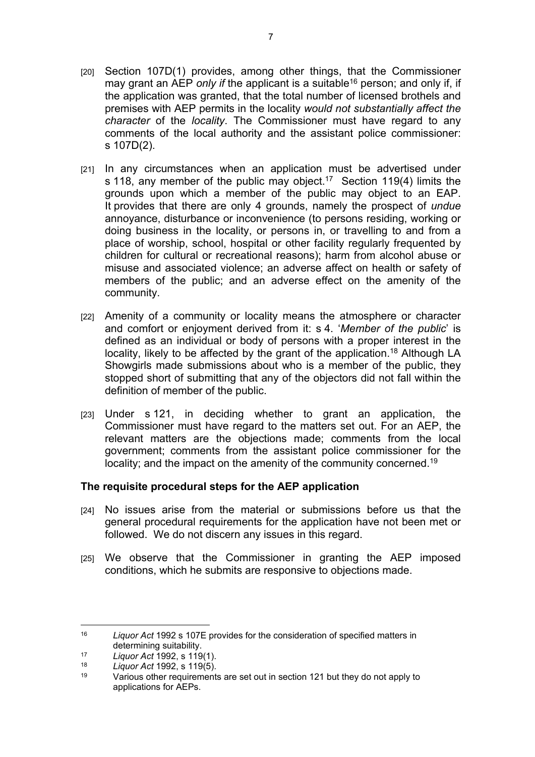[20] Section 107D(1) provides, among other things, that the Commissioner may grant an AEP *only if* the applicant is a suitable[16] person; and only if, if the application was granted, that the total number of licensed brothels and premises with AEP permits in the locality *would not substantially affect the character* of the *locality*. The Commissioner must have regard to any comments of the local authority and the assistant police commissioner: s 107D(2).

[21] In any circumstances when an application must be advertised under s 118, any member of the public may object.[17] Section 119(4) limits the grounds upon which a member of the public may object to an EAP. It provides that there are only 4 grounds, namely the prospect of *undue* annoyance, disturbance or inconvenience (to persons residing, working or doing business in the locality, or persons in, or travelling to and from a place of worship, school, hospital or other facility regularly frequented by children for cultural or recreational reasons); harm from alcohol abuse or misuse and associated violence; an adverse affect on health or safety of members of the public; and an adverse effect on the amenity of the community.

[22] Amenity of a community or locality means the atmosphere or character and comfort or enjoyment derived from it: s 4. '*Member of the public*' is defined as an individual or body of persons with a proper interest in the locality, likely to be affected by the grant of the application.[18] Although LA Showgirls made submissions about who is a member of the public, they stopped short of submitting that any of the objectors did not fall within the definition of member of the public.

[23] Under s 121, in deciding whether to grant an application, the Commissioner must have regard to the matters set out. For an AEP, the relevant matters are the objections made; comments from the local government; comments from the assistant police commissioner for the locality; and the impact on the amenity of the community concerned.[19]

## The requisite procedural steps for the AEP application

[24] No issues arise from the material or submissions before us that the general procedural requirements for the application have not been met or followed. We do not discern any issues in this regard.

[25] We observe that the Commissioner in granting the AEP imposed conditions, which he submits are responsive to objections made.

---

[16] *Liquor Act* 1992 s 107E provides for the consideration of specified matters in determining suitability.

[17] *Liquor Act* 1992, s 119(1).

[18] *Liquor Act* 1992, s 119(5).

[19] Various other requirements are set out in section 121 but they do not apply to applications for AEPs.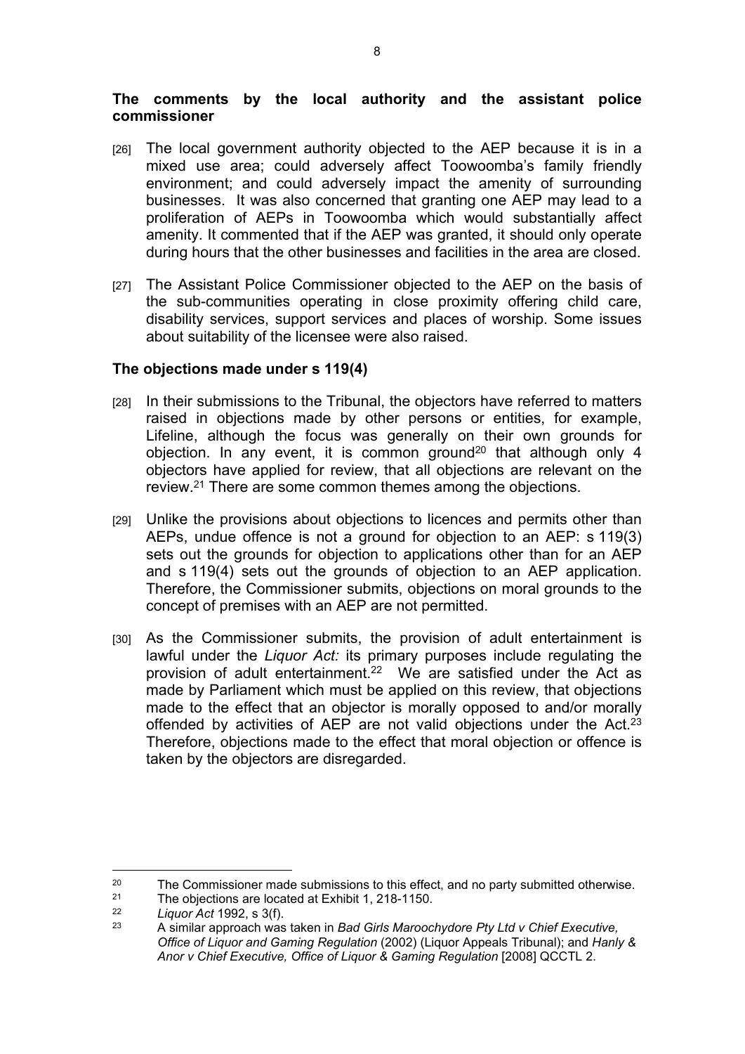## The comments by the local authority and the assistant police commissioner

[26] The local government authority objected to the AEP because it is in a mixed use area; could adversely affect Toowoomba's family friendly environment; and could adversely impact the amenity of surrounding businesses. It was also concerned that granting one AEP may lead to a proliferation of AEPs in Toowoomba which would substantially affect amenity. It commented that if the AEP was granted, it should only operate during hours that the other businesses and facilities in the area are closed.

[27] The Assistant Police Commissioner objected to the AEP on the basis of the sub-communities operating in close proximity offering child care, disability services, support services and places of worship. Some issues about suitability of the licensee were also raised.

## The objections made under s 119(4)

[28] In their submissions to the Tribunal, the objectors have referred to matters raised in objections made by other persons or entities, for example, Lifeline, although the focus was generally on their own grounds for objection. In any event, it is common ground[20] that although only 4 objectors have applied for review, that all objections are relevant on the review.[21] There are some common themes among the objections.

[29] Unlike the provisions about objections to licences and permits other than AEPs, undue offence is not a ground for objection to an AEP: s 119(3) sets out the grounds for objection to applications other than for an AEP and s 119(4) sets out the grounds of objection to an AEP application. Therefore, the Commissioner submits, objections on moral grounds to the concept of premises with an AEP are not permitted.

[30] As the Commissioner submits, the provision of adult entertainment is lawful under the *Liquor Act:* its primary purposes include regulating the provision of adult entertainment.[22] We are satisfied under the Act as made by Parliament which must be applied on this review, that objections made to the effect that an objector is morally opposed to and/or morally offended by activities of AEP are not valid objections under the Act.[23] Therefore, objections made to the effect that moral objection or offence is taken by the objectors are disregarded.

---

[20] The Commissioner made submissions to this effect, and no party submitted otherwise.

[21] The objections are located at Exhibit 1, 218-1150.

[22] *Liquor Act* 1992, s 3(f).

[23] A similar approach was taken in *Bad Girls Maroochydore Pty Ltd v Chief Executive, Office of Liquor and Gaming Regulation* (2002) (Liquor Appeals Tribunal); and *Hanly & Anor v Chief Executive, Office of Liquor & Gaming Regulation* [2008] QCCTL 2.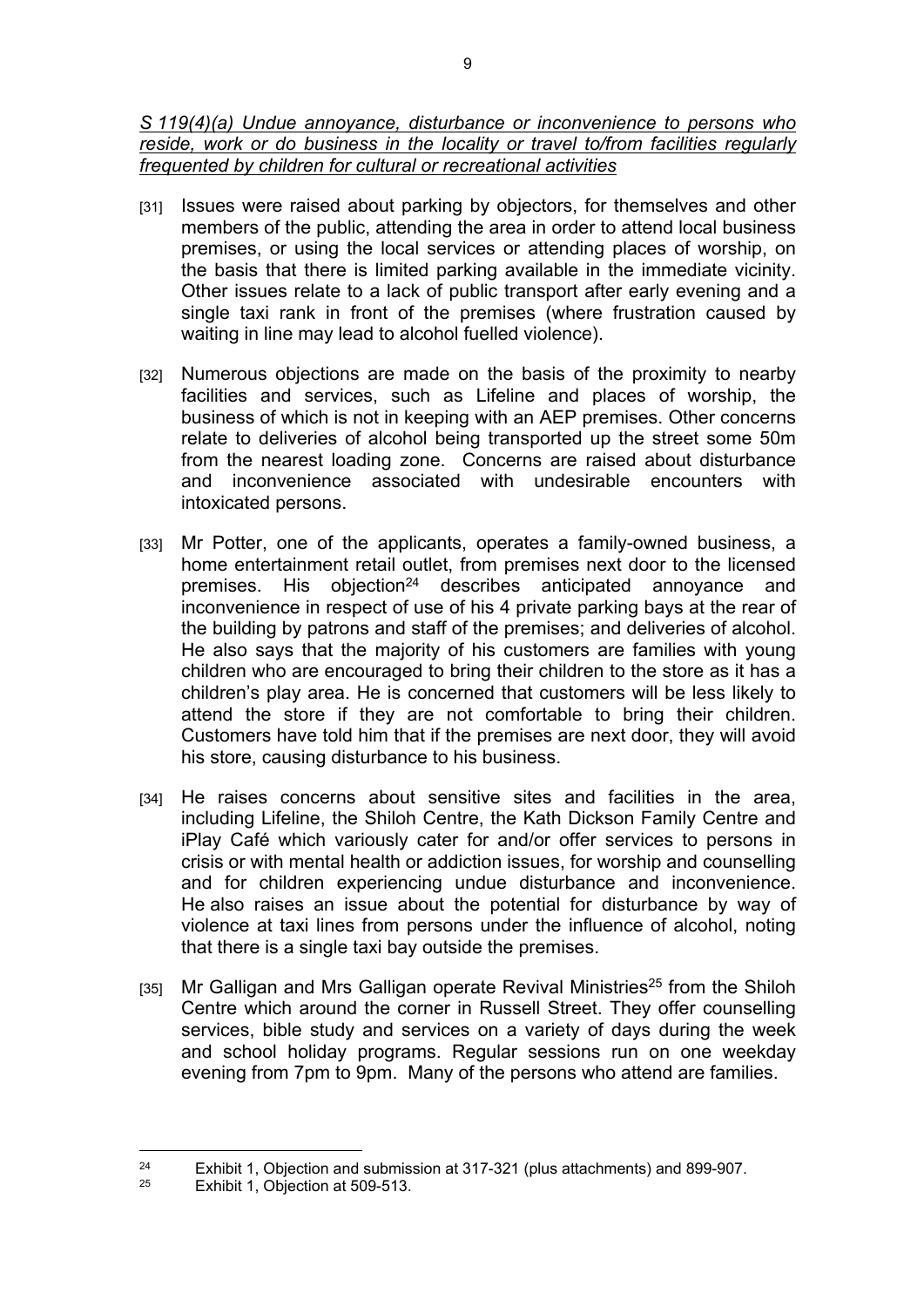*<u>S 119(4)(a) Undue annoyance, disturbance or inconvenience to persons who reside, work or do business in the locality or travel to/from facilities regularly frequented by children for cultural or recreational activities</u>*

[31] Issues were raised about parking by objectors, for themselves and other members of the public, attending the area in order to attend local business premises, or using the local services or attending places of worship, on the basis that there is limited parking available in the immediate vicinity. Other issues relate to a lack of public transport after early evening and a single taxi rank in front of the premises (where frustration caused by waiting in line may lead to alcohol fuelled violence).

[32] Numerous objections are made on the basis of the proximity to nearby facilities and services, such as Lifeline and places of worship, the business of which is not in keeping with an AEP premises. Other concerns relate to deliveries of alcohol being transported up the street some 50m from the nearest loading zone. Concerns are raised about disturbance and inconvenience associated with undesirable encounters with intoxicated persons.

[33] Mr Potter, one of the applicants, operates a family-owned business, a home entertainment retail outlet, from premises next door to the licensed premises. His objection[24] describes anticipated annoyance and inconvenience in respect of use of his 4 private parking bays at the rear of the building by patrons and staff of the premises; and deliveries of alcohol. He also says that the majority of his customers are families with young children who are encouraged to bring their children to the store as it has a children's play area. He is concerned that customers will be less likely to attend the store if they are not comfortable to bring their children. Customers have told him that if the premises are next door, they will avoid his store, causing disturbance to his business.

[34] He raises concerns about sensitive sites and facilities in the area, including Lifeline, the Shiloh Centre, the Kath Dickson Family Centre and iPlay Café which variously cater for and/or offer services to persons in crisis or with mental health or addiction issues, for worship and counselling and for children experiencing undue disturbance and inconvenience. He also raises an issue about the potential for disturbance by way of violence at taxi lines from persons under the influence of alcohol, noting that there is a single taxi bay outside the premises.

[35] Mr Galligan and Mrs Galligan operate Revival Ministries[25] from the Shiloh Centre which around the corner in Russell Street. They offer counselling services, bible study and services on a variety of days during the week and school holiday programs. Regular sessions run on one weekday evening from 7pm to 9pm. Many of the persons who attend are families.

---

[24] Exhibit 1, Objection and submission at 317-321 (plus attachments) and 899-907.

[25] Exhibit 1, Objection at 509-513.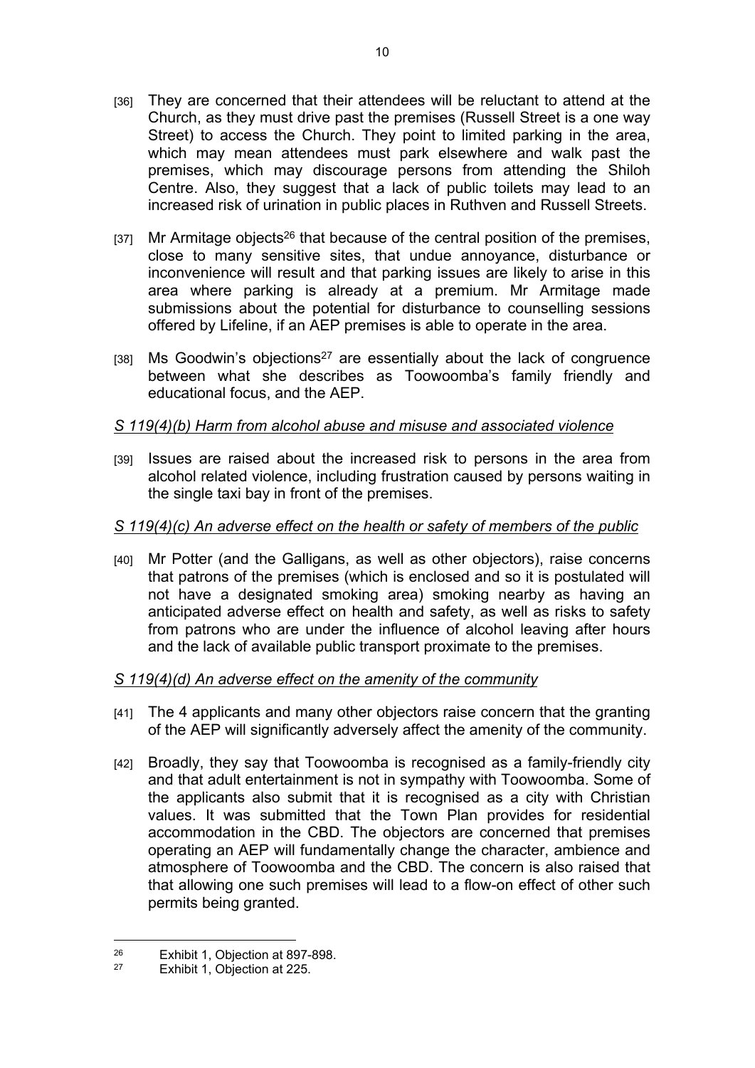[36] They are concerned that their attendees will be reluctant to attend at the Church, as they must drive past the premises (Russell Street is a one way Street) to access the Church. They point to limited parking in the area, which may mean attendees must park elsewhere and walk past the premises, which may discourage persons from attending the Shiloh Centre. Also, they suggest that a lack of public toilets may lead to an increased risk of urination in public places in Ruthven and Russell Streets.

[37] Mr Armitage objects[26] that because of the central position of the premises, close to many sensitive sites, that undue annoyance, disturbance or inconvenience will result and that parking issues are likely to arise in this area where parking is already at a premium. Mr Armitage made submissions about the potential for disturbance to counselling sessions offered by Lifeline, if an AEP premises is able to operate in the area.

[38] Ms Goodwin's objections[27] are essentially about the lack of congruence between what she describes as Toowoomba's family friendly and educational focus, and the AEP.

*S 119(4)(b) Harm from alcohol abuse and misuse and associated violence*

[39] Issues are raised about the increased risk to persons in the area from alcohol related violence, including frustration caused by persons waiting in the single taxi bay in front of the premises.

*S 119(4)(c) An adverse effect on the health or safety of members of the public*

[40] Mr Potter (and the Galligans, as well as other objectors), raise concerns that patrons of the premises (which is enclosed and so it is postulated will not have a designated smoking area) smoking nearby as having an anticipated adverse effect on health and safety, as well as risks to safety from patrons who are under the influence of alcohol leaving after hours and the lack of available public transport proximate to the premises.

*S 119(4)(d) An adverse effect on the amenity of the community*

[41] The 4 applicants and many other objectors raise concern that the granting of the AEP will significantly adversely affect the amenity of the community.

[42] Broadly, they say that Toowoomba is recognised as a family-friendly city and that adult entertainment is not in sympathy with Toowoomba. Some of the applicants also submit that it is recognised as a city with Christian values. It was submitted that the Town Plan provides for residential accommodation in the CBD. The objectors are concerned that premises operating an AEP will fundamentally change the character, ambience and atmosphere of Toowoomba and the CBD. The concern is also raised that that allowing one such premises will lead to a flow-on effect of other such permits being granted.

---

[26] Exhibit 1, Objection at 897-898.

[27] Exhibit 1, Objection at 225.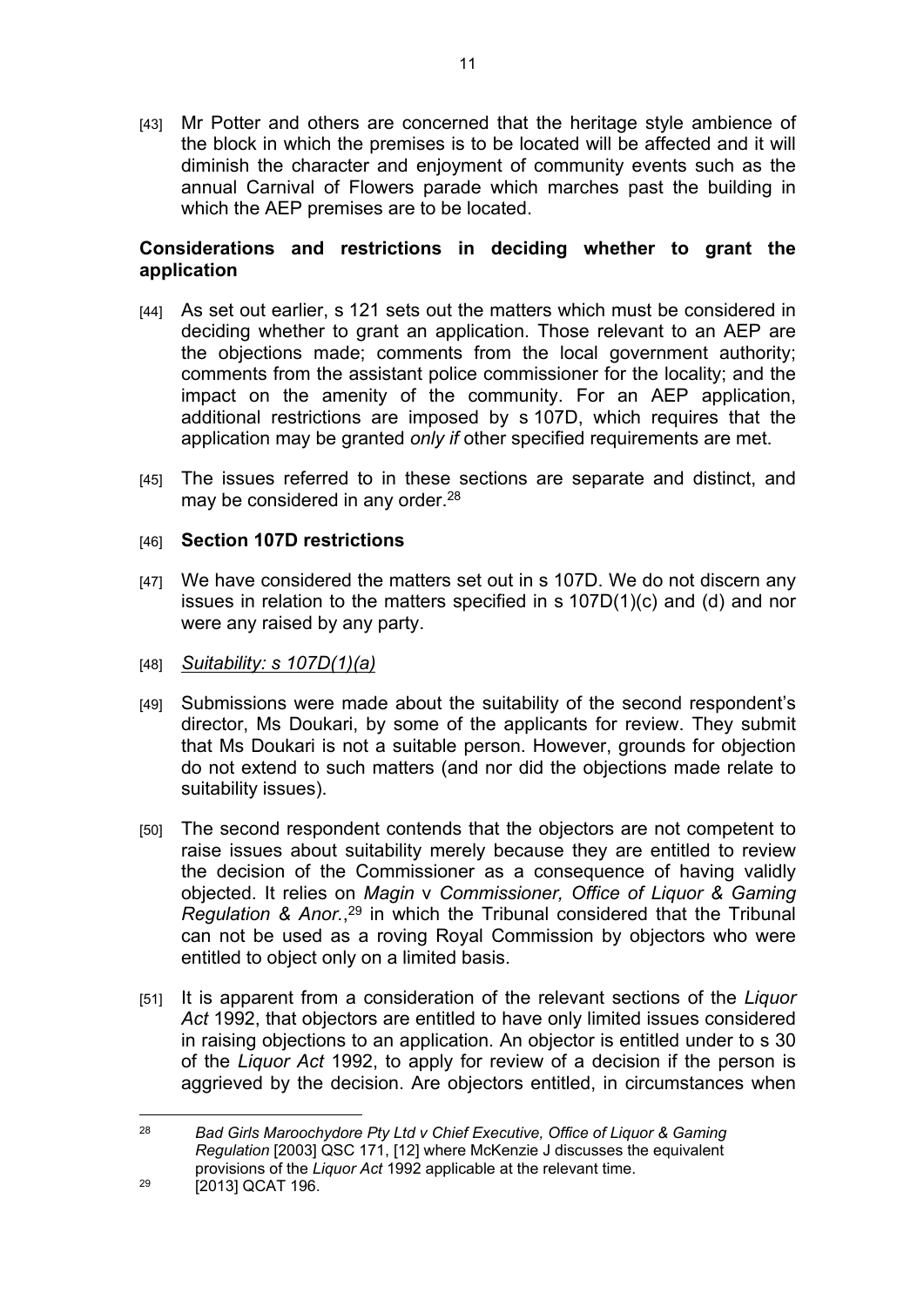[43] Mr Potter and others are concerned that the heritage style ambience of the block in which the premises is to be located will be affected and it will diminish the character and enjoyment of community events such as the annual Carnival of Flowers parade which marches past the building in which the AEP premises are to be located.

**Considerations and restrictions in deciding whether to grant the application**

[44] As set out earlier, s 121 sets out the matters which must be considered in deciding whether to grant an application. Those relevant to an AEP are the objections made; comments from the local government authority; comments from the assistant police commissioner for the locality; and the impact on the amenity of the community. For an AEP application, additional restrictions are imposed by s 107D, which requires that the application may be granted *only if* other specified requirements are met.

[45] The issues referred to in these sections are separate and distinct, and may be considered in any order.[28]

[46] **Section 107D restrictions**

[47] We have considered the matters set out in s 107D. We do not discern any issues in relation to the matters specified in s 107D(1)(c) and (d) and nor were any raised by any party.

[48] *Suitability: s 107D(1)(a)*

[49] Submissions were made about the suitability of the second respondent's director, Ms Doukari, by some of the applicants for review. They submit that Ms Doukari is not a suitable person. However, grounds for objection do not extend to such matters (and nor did the objections made relate to suitability issues).

[50] The second respondent contends that the objectors are not competent to raise issues about suitability merely because they are entitled to review the decision of the Commissioner as a consequence of having validly objected. It relies on *Magin* v *Commissioner, Office of Liquor & Gaming Regulation & Anor.*,[29] in which the Tribunal considered that the Tribunal can not be used as a roving Royal Commission by objectors who were entitled to object only on a limited basis.

[51] It is apparent from a consideration of the relevant sections of the *Liquor Act* 1992, that objectors are entitled to have only limited issues considered in raising objections to an application. An objector is entitled under to s 30 of the *Liquor Act* 1992, to apply for review of a decision if the person is aggrieved by the decision. Are objectors entitled, in circumstances when

---

[28] *Bad Girls Maroochydore Pty Ltd v Chief Executive, Office of Liquor & Gaming Regulation* [2003] QSC 171, [12] where McKenzie J discusses the equivalent provisions of the *Liquor Act* 1992 applicable at the relevant time.

[29] [2013] QCAT 196.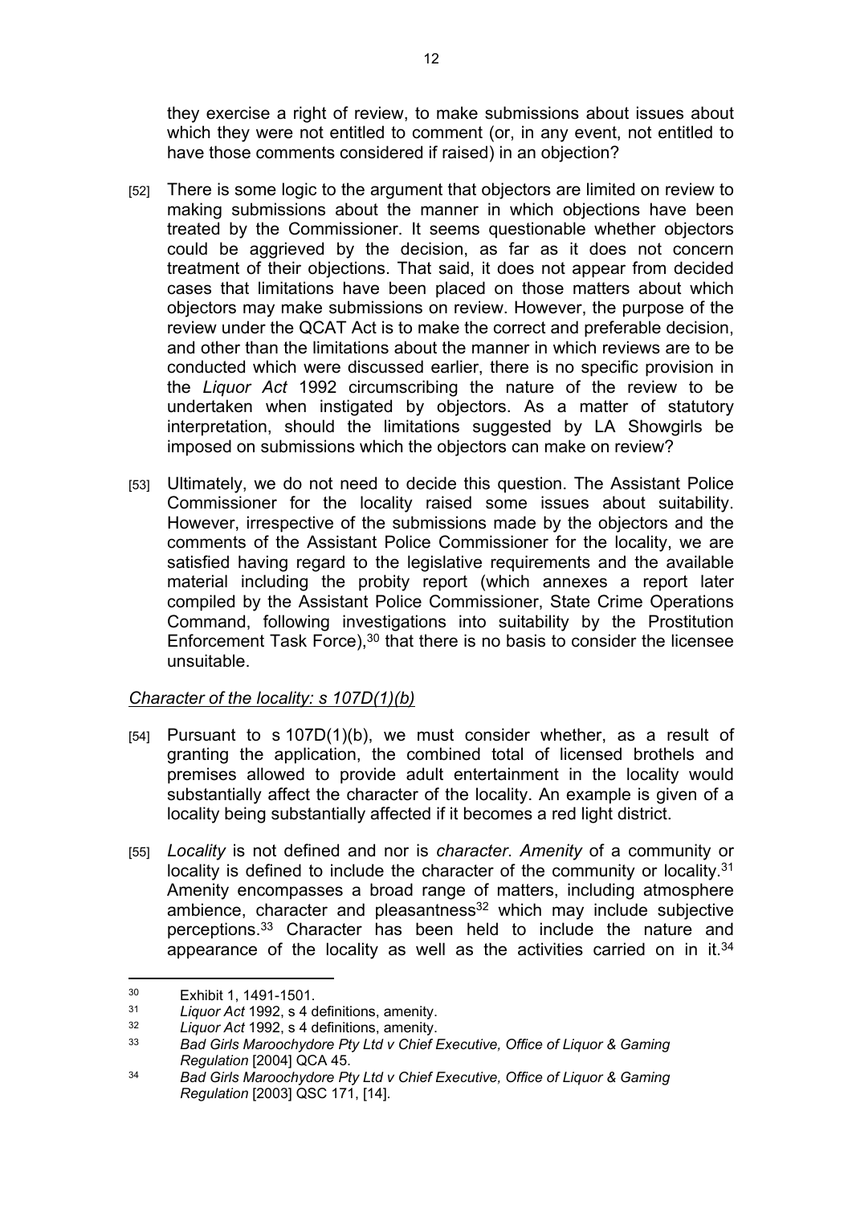they exercise a right of review, to make submissions about issues about which they were not entitled to comment (or, in any event, not entitled to have those comments considered if raised) in an objection?

[52] There is some logic to the argument that objectors are limited on review to making submissions about the manner in which objections have been treated by the Commissioner. It seems questionable whether objectors could be aggrieved by the decision, as far as it does not concern treatment of their objections. That said, it does not appear from decided cases that limitations have been placed on those matters about which objectors may make submissions on review. However, the purpose of the review under the QCAT Act is to make the correct and preferable decision, and other than the limitations about the manner in which reviews are to be conducted which were discussed earlier, there is no specific provision in the *Liquor Act* 1992 circumscribing the nature of the review to be undertaken when instigated by objectors. As a matter of statutory interpretation, should the limitations suggested by LA Showgirls be imposed on submissions which the objectors can make on review?

[53] Ultimately, we do not need to decide this question. The Assistant Police Commissioner for the locality raised some issues about suitability. However, irrespective of the submissions made by the objectors and the comments of the Assistant Police Commissioner for the locality, we are satisfied having regard to the legislative requirements and the available material including the probity report (which annexes a report later compiled by the Assistant Police Commissioner, State Crime Operations Command, following investigations into suitability by the Prostitution Enforcement Task Force),[30] that there is no basis to consider the licensee unsuitable.

*Character of the locality: s 107D(1)(b)*

[54] Pursuant to s 107D(1)(b), we must consider whether, as a result of granting the application, the combined total of licensed brothels and premises allowed to provide adult entertainment in the locality would substantially affect the character of the locality. An example is given of a locality being substantially affected if it becomes a red light district.

[55] *Locality* is not defined and nor is *character*. *Amenity* of a community or locality is defined to include the character of the community or locality.[31] Amenity encompasses a broad range of matters, including atmosphere ambience, character and pleasantness[32] which may include subjective perceptions.[33] Character has been held to include the nature and appearance of the locality as well as the activities carried on in it.[34]

---

[30] Exhibit 1, 1491-1501.

[31] *Liquor Act* 1992, s 4 definitions, amenity.

[32] *Liquor Act* 1992, s 4 definitions, amenity.

[33] *Bad Girls Maroochydore Pty Ltd v Chief Executive, Office of Liquor & Gaming Regulation* [2004] QCA 45.

[34] *Bad Girls Maroochydore Pty Ltd v Chief Executive, Office of Liquor & Gaming Regulation* [2003] QSC 171, [14].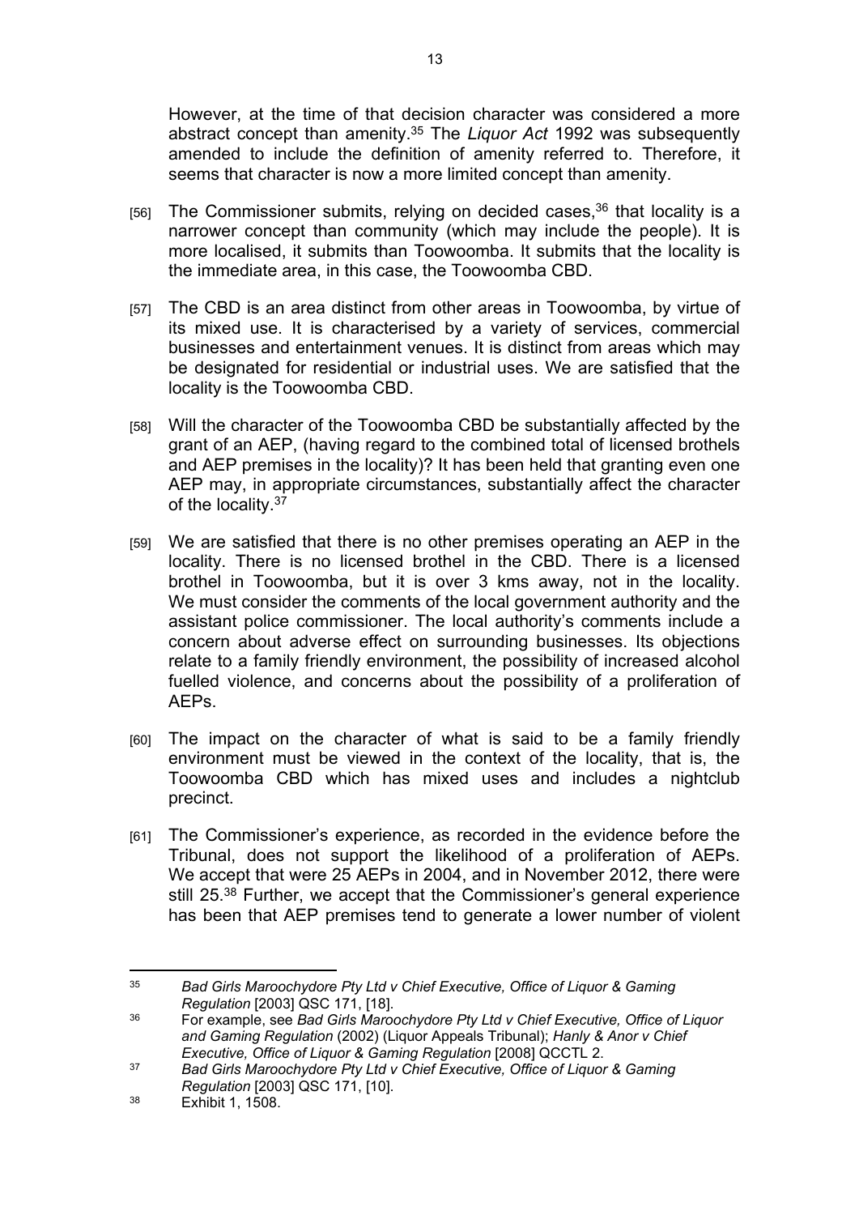However, at the time of that decision character was considered a more abstract concept than amenity.[35] The *Liquor Act* 1992 was subsequently amended to include the definition of amenity referred to. Therefore, it seems that character is now a more limited concept than amenity.

[56] The Commissioner submits, relying on decided cases,[36] that locality is a narrower concept than community (which may include the people). It is more localised, it submits than Toowoomba. It submits that the locality is the immediate area, in this case, the Toowoomba CBD.

[57] The CBD is an area distinct from other areas in Toowoomba, by virtue of its mixed use. It is characterised by a variety of services, commercial businesses and entertainment venues. It is distinct from areas which may be designated for residential or industrial uses. We are satisfied that the locality is the Toowoomba CBD.

[58] Will the character of the Toowoomba CBD be substantially affected by the grant of an AEP, (having regard to the combined total of licensed brothels and AEP premises in the locality)? It has been held that granting even one AEP may, in appropriate circumstances, substantially affect the character of the locality.[37]

[59] We are satisfied that there is no other premises operating an AEP in the locality. There is no licensed brothel in the CBD. There is a licensed brothel in Toowoomba, but it is over 3 kms away, not in the locality. We must consider the comments of the local government authority and the assistant police commissioner. The local authority's comments include a concern about adverse effect on surrounding businesses. Its objections relate to a family friendly environment, the possibility of increased alcohol fuelled violence, and concerns about the possibility of a proliferation of AEPs.

[60] The impact on the character of what is said to be a family friendly environment must be viewed in the context of the locality, that is, the Toowoomba CBD which has mixed uses and includes a nightclub precinct.

[61] The Commissioner's experience, as recorded in the evidence before the Tribunal, does not support the likelihood of a proliferation of AEPs. We accept that were 25 AEPs in 2004, and in November 2012, there were still 25.[38] Further, we accept that the Commissioner's general experience has been that AEP premises tend to generate a lower number of violent

---

[35] *Bad Girls Maroochydore Pty Ltd v Chief Executive, Office of Liquor & Gaming Regulation* [2003] QSC 171, [18].

[36] For example, see *Bad Girls Maroochydore Pty Ltd v Chief Executive, Office of Liquor and Gaming Regulation* (2002) (Liquor Appeals Tribunal); *Hanly & Anor v Chief Executive, Office of Liquor & Gaming Regulation* [2008] QCCTL 2.

[37] *Bad Girls Maroochydore Pty Ltd v Chief Executive, Office of Liquor & Gaming Regulation* [2003] QSC 171, [10].

[38] Exhibit 1, 1508.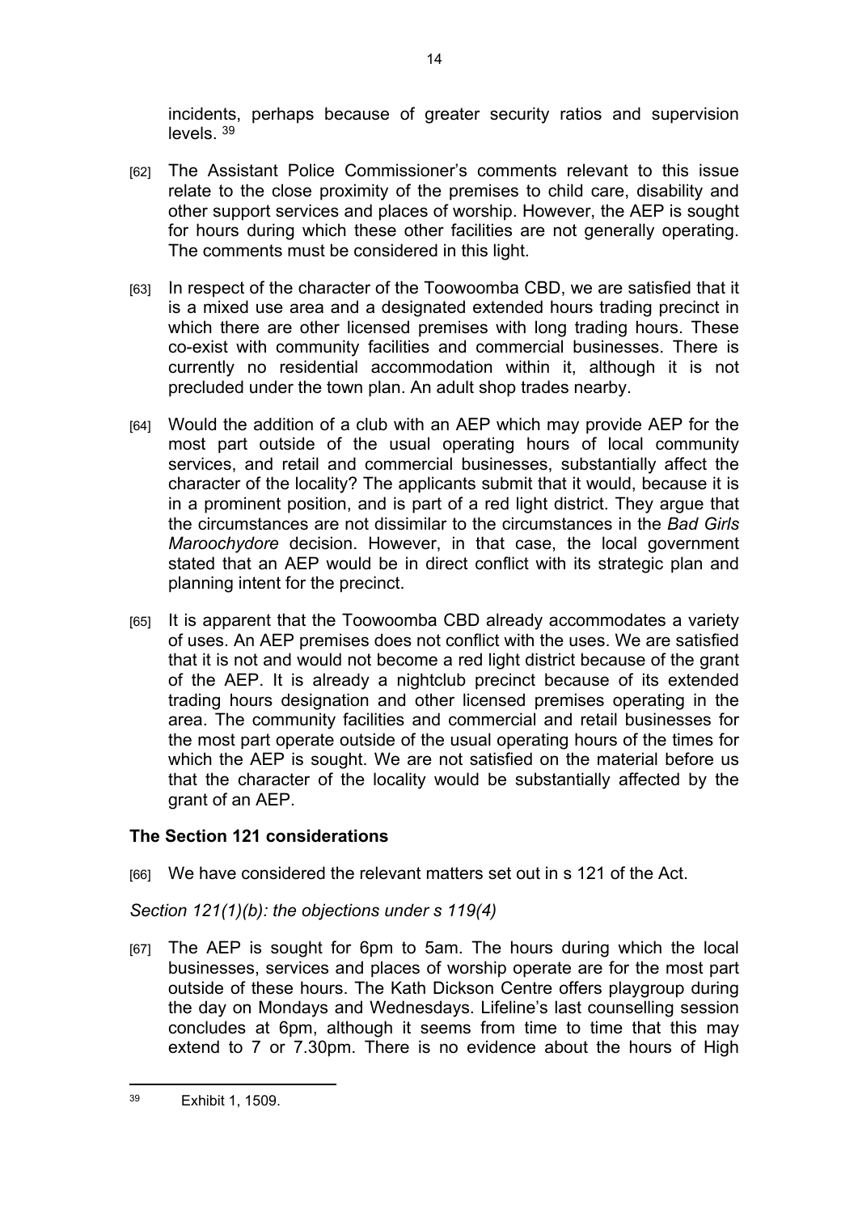incidents, perhaps because of greater security ratios and supervision levels. [39]

[62] The Assistant Police Commissioner's comments relevant to this issue relate to the close proximity of the premises to child care, disability and other support services and places of worship. However, the AEP is sought for hours during which these other facilities are not generally operating. The comments must be considered in this light.

[63] In respect of the character of the Toowoomba CBD, we are satisfied that it is a mixed use area and a designated extended hours trading precinct in which there are other licensed premises with long trading hours. These co-exist with community facilities and commercial businesses. There is currently no residential accommodation within it, although it is not precluded under the town plan. An adult shop trades nearby.

[64] Would the addition of a club with an AEP which may provide AEP for the most part outside of the usual operating hours of local community services, and retail and commercial businesses, substantially affect the character of the locality? The applicants submit that it would, because it is in a prominent position, and is part of a red light district. They argue that the circumstances are not dissimilar to the circumstances in the *Bad Girls Maroochydore* decision. However, in that case, the local government stated that an AEP would be in direct conflict with its strategic plan and planning intent for the precinct.

[65] It is apparent that the Toowoomba CBD already accommodates a variety of uses. An AEP premises does not conflict with the uses. We are satisfied that it is not and would not become a red light district because of the grant of the AEP. It is already a nightclub precinct because of its extended trading hours designation and other licensed premises operating in the area. The community facilities and commercial and retail businesses for the most part operate outside of the usual operating hours of the times for which the AEP is sought. We are not satisfied on the material before us that the character of the locality would be substantially affected by the grant of an AEP.

## The Section 121 considerations

[66] We have considered the relevant matters set out in s 121 of the Act.

*Section 121(1)(b): the objections under s 119(4)*

[67] The AEP is sought for 6pm to 5am. The hours during which the local businesses, services and places of worship operate are for the most part outside of these hours. The Kath Dickson Centre offers playgroup during the day on Mondays and Wednesdays. Lifeline's last counselling session concludes at 6pm, although it seems from time to time that this may extend to 7 or 7.30pm. There is no evidence about the hours of High

---

[39] Exhibit 1, 1509.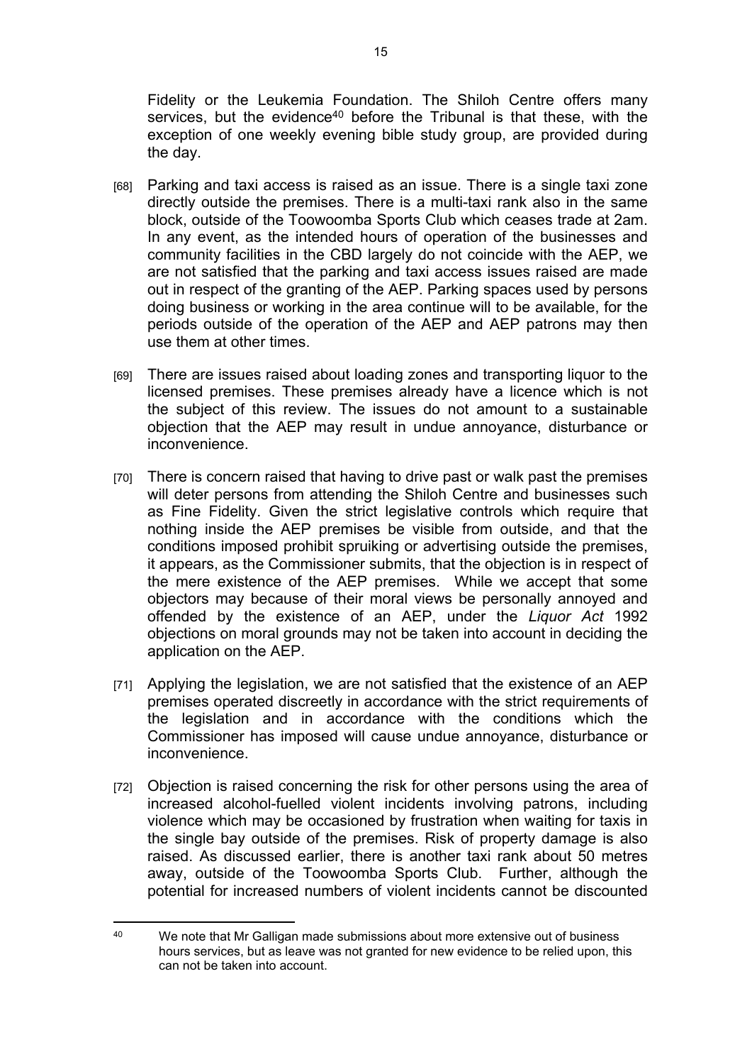Fidelity or the Leukemia Foundation. The Shiloh Centre offers many services, but the evidence[40] before the Tribunal is that these, with the exception of one weekly evening bible study group, are provided during the day.

[68] Parking and taxi access is raised as an issue. There is a single taxi zone directly outside the premises. There is a multi-taxi rank also in the same block, outside of the Toowoomba Sports Club which ceases trade at 2am. In any event, as the intended hours of operation of the businesses and community facilities in the CBD largely do not coincide with the AEP, we are not satisfied that the parking and taxi access issues raised are made out in respect of the granting of the AEP. Parking spaces used by persons doing business or working in the area continue will to be available, for the periods outside of the operation of the AEP and AEP patrons may then use them at other times.

[69] There are issues raised about loading zones and transporting liquor to the licensed premises. These premises already have a licence which is not the subject of this review. The issues do not amount to a sustainable objection that the AEP may result in undue annoyance, disturbance or inconvenience.

[70] There is concern raised that having to drive past or walk past the premises will deter persons from attending the Shiloh Centre and businesses such as Fine Fidelity. Given the strict legislative controls which require that nothing inside the AEP premises be visible from outside, and that the conditions imposed prohibit spruiking or advertising outside the premises, it appears, as the Commissioner submits, that the objection is in respect of the mere existence of the AEP premises. While we accept that some objectors may because of their moral views be personally annoyed and offended by the existence of an AEP, under the *Liquor Act* 1992 objections on moral grounds may not be taken into account in deciding the application on the AEP.

[71] Applying the legislation, we are not satisfied that the existence of an AEP premises operated discreetly in accordance with the strict requirements of the legislation and in accordance with the conditions which the Commissioner has imposed will cause undue annoyance, disturbance or inconvenience.

[72] Objection is raised concerning the risk for other persons using the area of increased alcohol-fuelled violent incidents involving patrons, including violence which may be occasioned by frustration when waiting for taxis in the single bay outside of the premises. Risk of property damage is also raised. As discussed earlier, there is another taxi rank about 50 metres away, outside of the Toowoomba Sports Club. Further, although the potential for increased numbers of violent incidents cannot be discounted

---

[40] We note that Mr Galligan made submissions about more extensive out of business hours services, but as leave was not granted for new evidence to be relied upon, this can not be taken into account.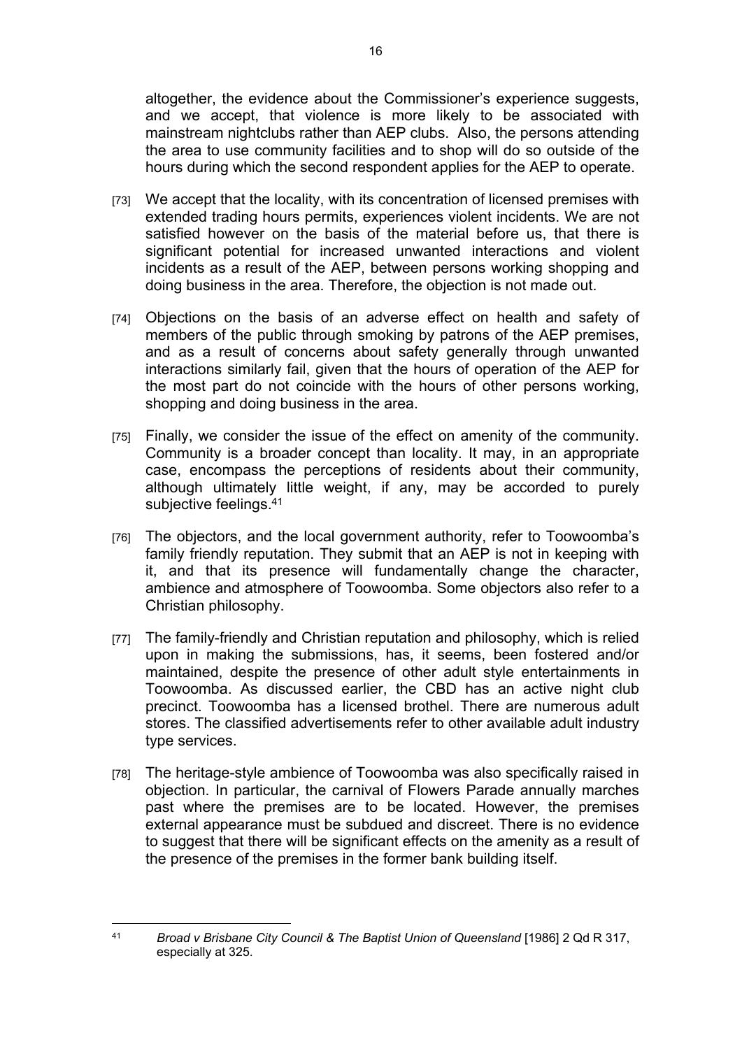altogether, the evidence about the Commissioner's experience suggests, and we accept, that violence is more likely to be associated with mainstream nightclubs rather than AEP clubs. Also, the persons attending the area to use community facilities and to shop will do so outside of the hours during which the second respondent applies for the AEP to operate.

[73] We accept that the locality, with its concentration of licensed premises with extended trading hours permits, experiences violent incidents. We are not satisfied however on the basis of the material before us, that there is significant potential for increased unwanted interactions and violent incidents as a result of the AEP, between persons working shopping and doing business in the area. Therefore, the objection is not made out.

[74] Objections on the basis of an adverse effect on health and safety of members of the public through smoking by patrons of the AEP premises, and as a result of concerns about safety generally through unwanted interactions similarly fail, given that the hours of operation of the AEP for the most part do not coincide with the hours of other persons working, shopping and doing business in the area.

[75] Finally, we consider the issue of the effect on amenity of the community. Community is a broader concept than locality. It may, in an appropriate case, encompass the perceptions of residents about their community, although ultimately little weight, if any, may be accorded to purely subjective feelings.[41]

[76] The objectors, and the local government authority, refer to Toowoomba's family friendly reputation. They submit that an AEP is not in keeping with it, and that its presence will fundamentally change the character, ambience and atmosphere of Toowoomba. Some objectors also refer to a Christian philosophy.

[77] The family-friendly and Christian reputation and philosophy, which is relied upon in making the submissions, has, it seems, been fostered and/or maintained, despite the presence of other adult style entertainments in Toowoomba. As discussed earlier, the CBD has an active night club precinct. Toowoomba has a licensed brothel. There are numerous adult stores. The classified advertisements refer to other available adult industry type services.

[78] The heritage-style ambience of Toowoomba was also specifically raised in objection. In particular, the carnival of Flowers Parade annually marches past where the premises are to be located. However, the premises external appearance must be subdued and discreet. There is no evidence to suggest that there will be significant effects on the amenity as a result of the presence of the premises in the former bank building itself.

---

[41] *Broad v Brisbane City Council & The Baptist Union of Queensland* [1986] 2 Qd R 317, especially at 325.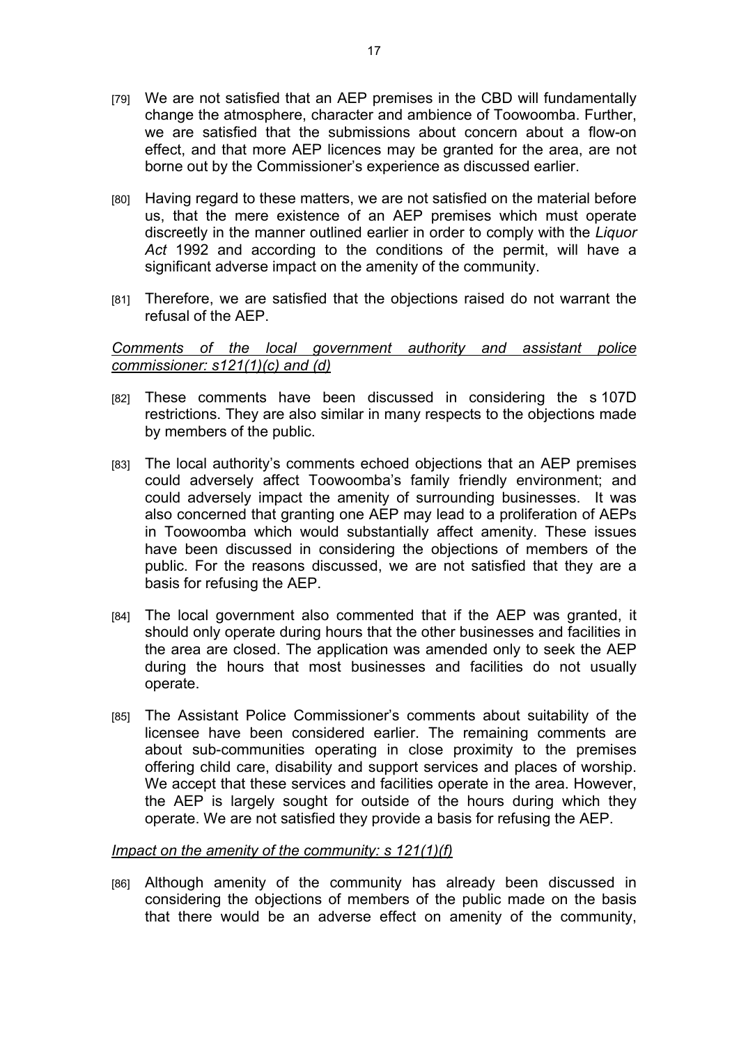[79] We are not satisfied that an AEP premises in the CBD will fundamentally change the atmosphere, character and ambience of Toowoomba. Further, we are satisfied that the submissions about concern about a flow-on effect, and that more AEP licences may be granted for the area, are not borne out by the Commissioner's experience as discussed earlier.

[80] Having regard to these matters, we are not satisfied on the material before us, that the mere existence of an AEP premises which must operate discreetly in the manner outlined earlier in order to comply with the *Liquor Act* 1992 and according to the conditions of the permit, will have a significant adverse impact on the amenity of the community.

[81] Therefore, we are satisfied that the objections raised do not warrant the refusal of the AEP.

*Comments of the local government authority and assistant police commissioner: s121(1)(c) and (d)*

[82] These comments have been discussed in considering the s 107D restrictions. They are also similar in many respects to the objections made by members of the public.

[83] The local authority's comments echoed objections that an AEP premises could adversely affect Toowoomba's family friendly environment; and could adversely impact the amenity of surrounding businesses. It was also concerned that granting one AEP may lead to a proliferation of AEPs in Toowoomba which would substantially affect amenity. These issues have been discussed in considering the objections of members of the public. For the reasons discussed, we are not satisfied that they are a basis for refusing the AEP.

[84] The local government also commented that if the AEP was granted, it should only operate during hours that the other businesses and facilities in the area are closed. The application was amended only to seek the AEP during the hours that most businesses and facilities do not usually operate.

[85] The Assistant Police Commissioner's comments about suitability of the licensee have been considered earlier. The remaining comments are about sub-communities operating in close proximity to the premises offering child care, disability and support services and places of worship. We accept that these services and facilities operate in the area. However, the AEP is largely sought for outside of the hours during which they operate. We are not satisfied they provide a basis for refusing the AEP.

*Impact on the amenity of the community: s 121(1)(f)*

[86] Although amenity of the community has already been discussed in considering the objections of members of the public made on the basis that there would be an adverse effect on amenity of the community,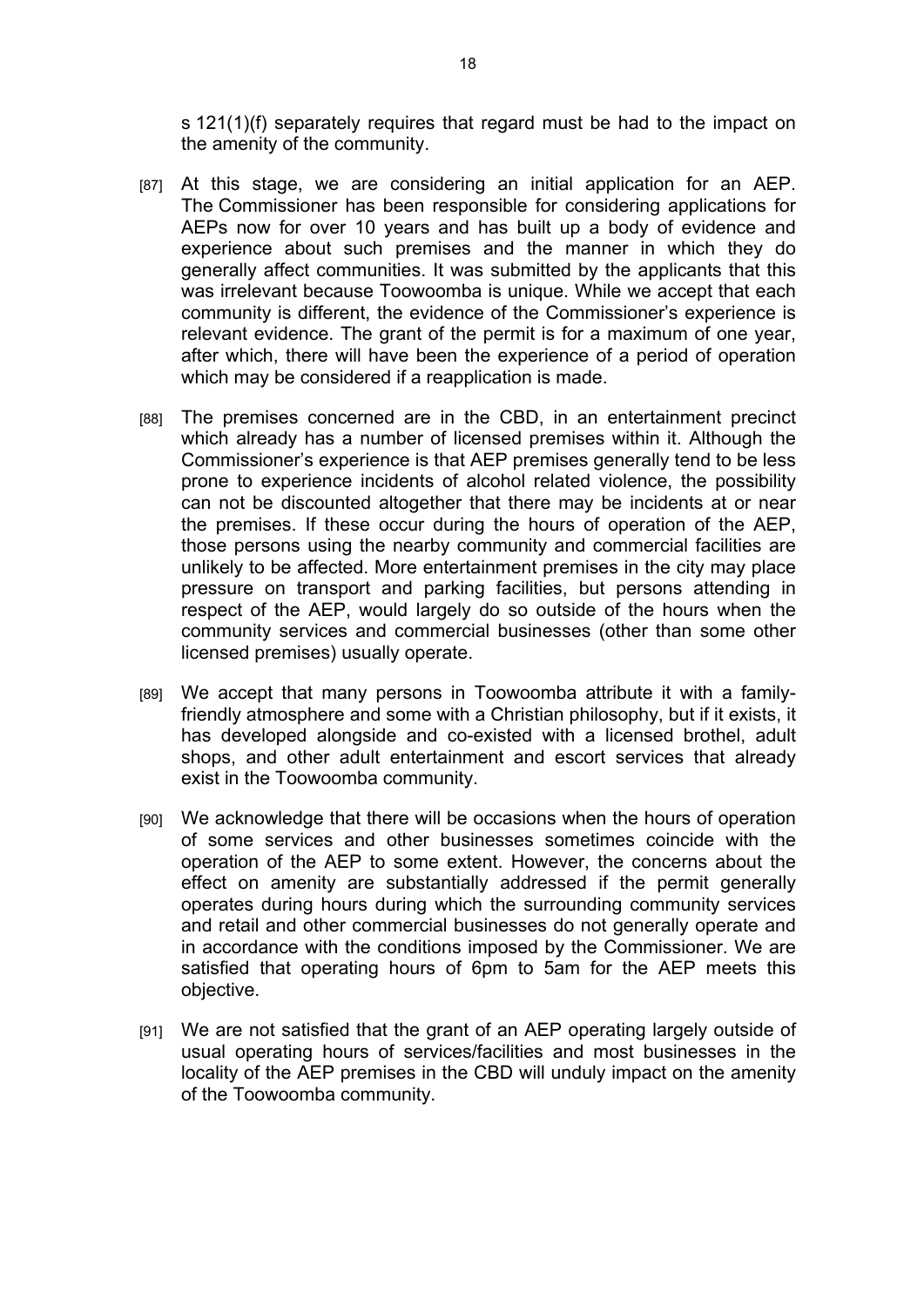s 121(1)(f) separately requires that regard must be had to the impact on the amenity of the community.

[87] At this stage, we are considering an initial application for an AEP. The Commissioner has been responsible for considering applications for AEPs now for over 10 years and has built up a body of evidence and experience about such premises and the manner in which they do generally affect communities. It was submitted by the applicants that this was irrelevant because Toowoomba is unique. While we accept that each community is different, the evidence of the Commissioner's experience is relevant evidence. The grant of the permit is for a maximum of one year, after which, there will have been the experience of a period of operation which may be considered if a reapplication is made.

[88] The premises concerned are in the CBD, in an entertainment precinct which already has a number of licensed premises within it. Although the Commissioner's experience is that AEP premises generally tend to be less prone to experience incidents of alcohol related violence, the possibility can not be discounted altogether that there may be incidents at or near the premises. If these occur during the hours of operation of the AEP, those persons using the nearby community and commercial facilities are unlikely to be affected. More entertainment premises in the city may place pressure on transport and parking facilities, but persons attending in respect of the AEP, would largely do so outside of the hours when the community services and commercial businesses (other than some other licensed premises) usually operate.

[89] We accept that many persons in Toowoomba attribute it with a family-friendly atmosphere and some with a Christian philosophy, but if it exists, it has developed alongside and co-existed with a licensed brothel, adult shops, and other adult entertainment and escort services that already exist in the Toowoomba community.

[90] We acknowledge that there will be occasions when the hours of operation of some services and other businesses sometimes coincide with the operation of the AEP to some extent. However, the concerns about the effect on amenity are substantially addressed if the permit generally operates during hours during which the surrounding community services and retail and other commercial businesses do not generally operate and in accordance with the conditions imposed by the Commissioner. We are satisfied that operating hours of 6pm to 5am for the AEP meets this objective.

[91] We are not satisfied that the grant of an AEP operating largely outside of usual operating hours of services/facilities and most businesses in the locality of the AEP premises in the CBD will unduly impact on the amenity of the Toowoomba community.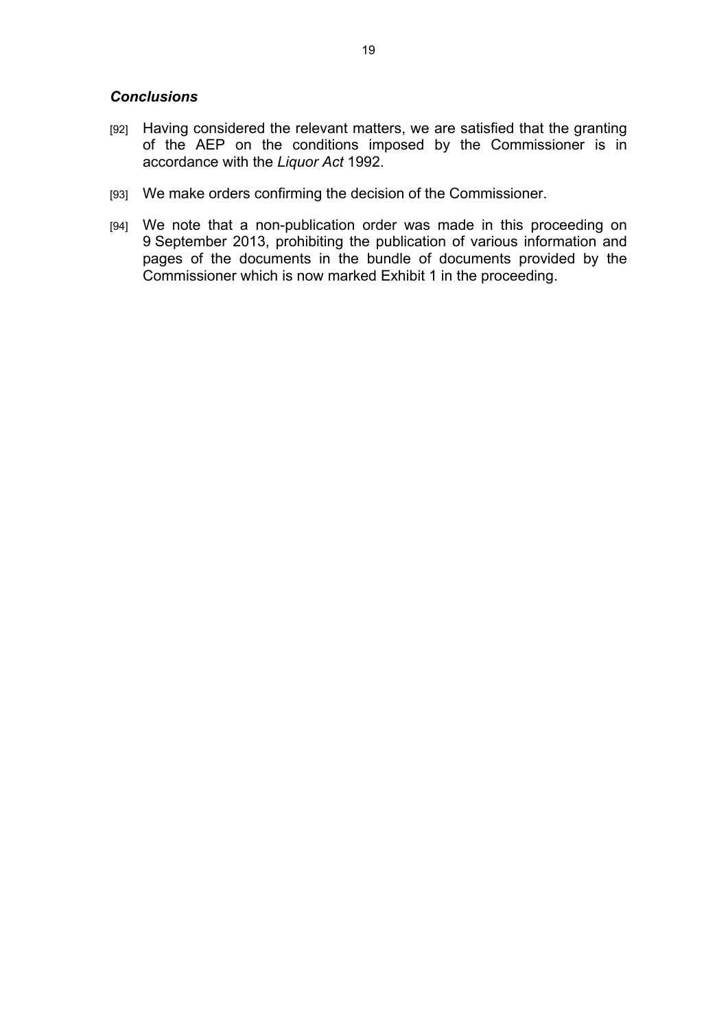### *Conclusions*

[92] Having considered the relevant matters, we are satisfied that the granting of the AEP on the conditions imposed by the Commissioner is in accordance with the *Liquor Act* 1992.

[93] We make orders confirming the decision of the Commissioner.

[94] We note that a non-publication order was made in this proceeding on 9 September 2013, prohibiting the publication of various information and pages of the documents in the bundle of documents provided by the Commissioner which is now marked Exhibit 1 in the proceeding.